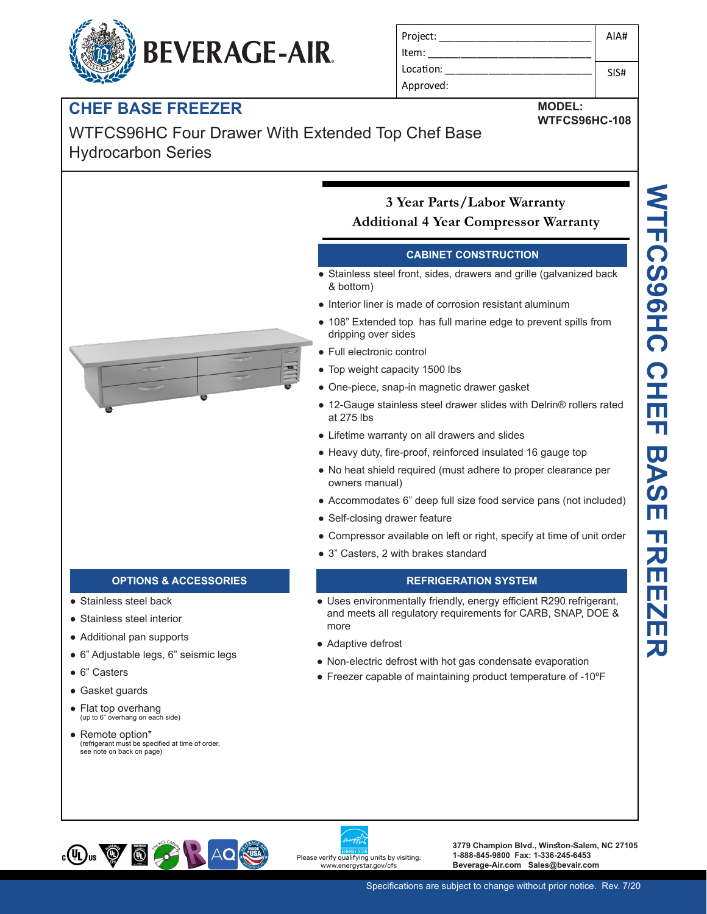# BEVERAGE-AIR

| Project: | AIA# |
|---|---|
| Item: | |
| Location: | SIS# |
| Approved: | |

## CHEF BASE FREEZER

**MODEL:**
**WTFCS96HC-108**

WTFCS96HC Four Drawer With Extended Top Chef Base
Hydrocarbon Series

**3 Year Parts/Labor Warranty**
**Additional 4 Year Compressor Warranty**

### CABINET CONSTRUCTION

- Stainless steel front, sides, drawers and grille (galvanized back & bottom)
- Interior liner is made of corrosion resistant aluminum
- 108" Extended top has full marine edge to prevent spills from dripping over sides
- Full electronic control
- Top weight capacity 1500 lbs
- One-piece, snap-in magnetic drawer gasket
- 12-Gauge stainless steel drawer slides with Delrin® rollers rated at 275 lbs
- Lifetime warranty on all drawers and slides
- Heavy duty, fire-proof, reinforced insulated 16 gauge top
- No heat shield required (must adhere to proper clearance per owners manual)
- Accommodates 6" deep full size food service pans (not included)
- Self-closing drawer feature
- Compressor available on left or right, specify at time of unit order
- 3" Casters, 2 with brakes standard

### OPTIONS & ACCESSORIES

- Stainless steel back
- Stainless steel interior
- Additional pan supports
- 6" Adjustable legs, 6" seismic legs
- 6" Casters
- Gasket guards
- Flat top overhang
  (up to 6" overhang on each side)
- Remote option*
  (refrigerant must be specified at time of order, see note on back on page)

### REFRIGERATION SYSTEM

- Uses environmentally friendly, energy efficient R290 refrigerant, and meets all regulatory requirements for CARB, SNAP, DOE & more
- Adaptive defrost
- Non-electric defrost with hot gas condensate evaporation
- Freezer capable of maintaining product temperature of -10ºF

Please verify qualifying units by visiting: www.energystar.gov/cfs

**3779 Champion Blvd., Winston-Salem, NC 27105**
**1-888-845-9800 Fax: 1-336-245-6453**
**Beverage-Air.com Sales@bevair.com**

Specifications are subject to change without prior notice. Rev. 7/20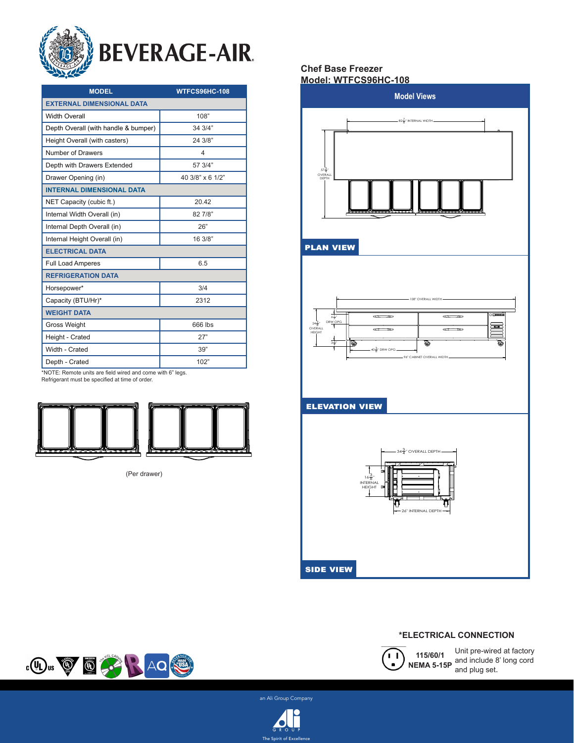# BEVERAGE-AIR

## Chef Base Freezer
## Model: WTFCS96HC-108

| MODEL | WTFCS96HC-108 |
|---|---|
| **EXTERNAL DIMENSIONAL DATA** | |
| Width Overall | 108" |
| Depth Overall (with handle & bumper) | 34 3/4" |
| Height Overall (with casters) | 24 3/8" |
| Number of Drawers | 4 |
| Depth with Drawers Extended | 57 3/4" |
| Drawer Opening (in) | 40 3/8" x 6 1/2" |
| **INTERNAL DIMENSIONAL DATA** | |
| NET Capacity (cubic ft.) | 20.42 |
| Internal Width Overall (in) | 82 7/8" |
| Internal Depth Overall (in) | 26" |
| Internal Height Overall (in) | 16 3/8" |
| **ELECTRICAL DATA** | |
| Full Load Amperes | 6.5 |
| **REFRIGERATION DATA** | |
| Horsepower* | 3/4 |
| Capacity (BTU/Hr)* | 2312 |
| **WEIGHT DATA** | |
| Gross Weight | 666 lbs |
| Height - Crated | 27" |
| Width - Crated | 39" |
| Depth - Crated | 102" |

*NOTE: Remote units are field wired and come with 6" legs.
Refrigerant must be specified at time of order.

(Per drawer)

### Model Views

82 7/8" INTERNAL WIDTH

57 3/4" OVERALL DEPTH

**PLAN VIEW**

108" OVERALL WIDTH

6 1/2" DRW OPG

24 3/8" OVERALL HEIGHT

3 1/2"

40 3/8" DRW OPG

96" CABINET OVERALL WIDTH

**ELEVATION VIEW**

34 3/4" OVERALL DEPTH

16 3/8" INTERNAL HEIGHT

26" INTERNAL DEPTH

**SIDE VIEW**

### *ELECTRICAL CONNECTION

115/60/1
NEMA 5-15P

Unit pre-wired at factory and include 8' long cord and plug set.

an Ali Group Company

The Spirit of Excellence